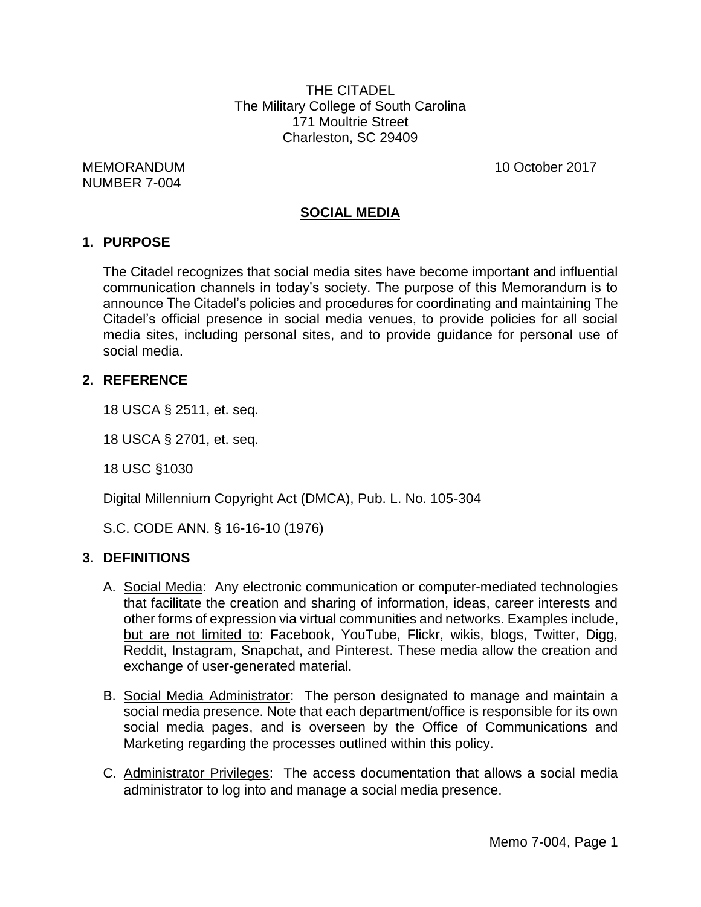THE CITADEL
The Military College of South Carolina
171 Moultrie Street
Charleston, SC 29409

MEMORANDUM
NUMBER 7-004

10 October 2017

## SOCIAL MEDIA

### 1. PURPOSE

The Citadel recognizes that social media sites have become important and influential communication channels in today's society. The purpose of this Memorandum is to announce The Citadel's policies and procedures for coordinating and maintaining The Citadel's official presence in social media venues, to provide policies for all social media sites, including personal sites, and to provide guidance for personal use of social media.

### 2. REFERENCE

18 USCA § 2511, et. seq.

18 USCA § 2701, et. seq.

18 USC §1030

Digital Millennium Copyright Act (DMCA), Pub. L. No. 105-304

S.C. CODE ANN. § 16-16-10 (1976)

### 3. DEFINITIONS

A. Social Media: Any electronic communication or computer-mediated technologies that facilitate the creation and sharing of information, ideas, career interests and other forms of expression via virtual communities and networks. Examples include, but are not limited to: Facebook, YouTube, Flickr, wikis, blogs, Twitter, Digg, Reddit, Instagram, Snapchat, and Pinterest. These media allow the creation and exchange of user-generated material.

B. Social Media Administrator: The person designated to manage and maintain a social media presence. Note that each department/office is responsible for its own social media pages, and is overseen by the Office of Communications and Marketing regarding the processes outlined within this policy.

C. Administrator Privileges: The access documentation that allows a social media administrator to log into and manage a social media presence.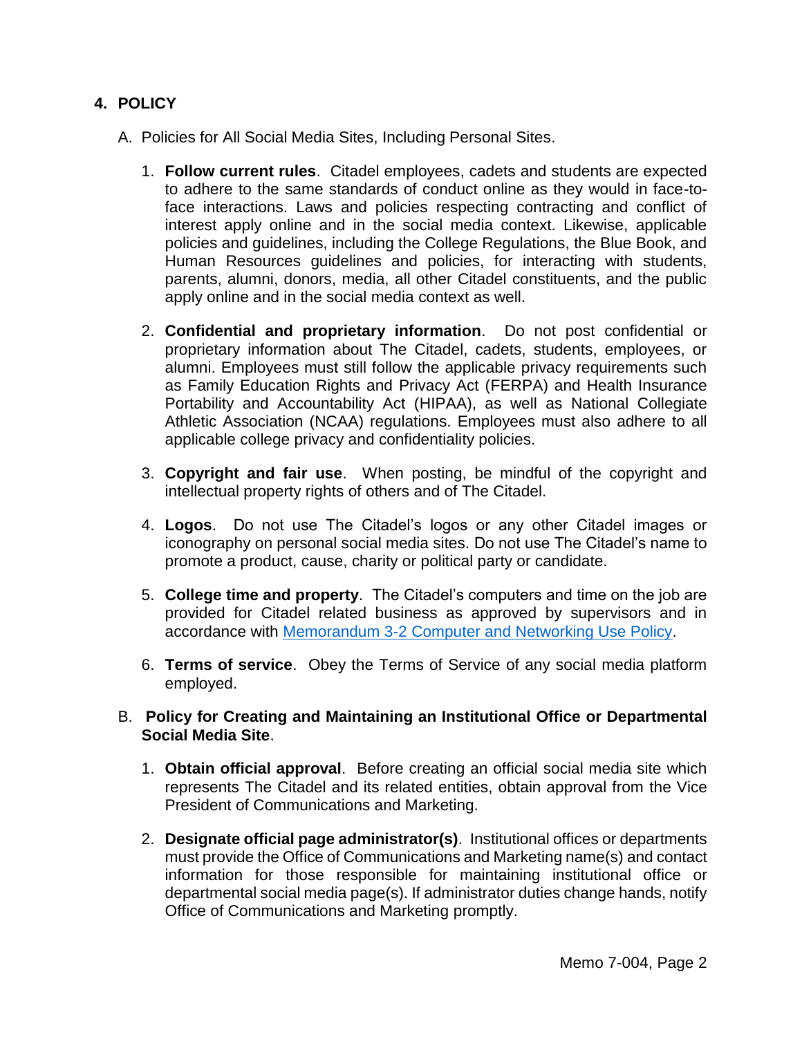## 4. POLICY

A. Policies for All Social Media Sites, Including Personal Sites.

1. **Follow current rules**. Citadel employees, cadets and students are expected to adhere to the same standards of conduct online as they would in face-to-face interactions. Laws and policies respecting contracting and conflict of interest apply online and in the social media context. Likewise, applicable policies and guidelines, including the College Regulations, the Blue Book, and Human Resources guidelines and policies, for interacting with students, parents, alumni, donors, media, all other Citadel constituents, and the public apply online and in the social media context as well.

2. **Confidential and proprietary information**. Do not post confidential or proprietary information about The Citadel, cadets, students, employees, or alumni. Employees must still follow the applicable privacy requirements such as Family Education Rights and Privacy Act (FERPA) and Health Insurance Portability and Accountability Act (HIPAA), as well as National Collegiate Athletic Association (NCAA) regulations. Employees must also adhere to all applicable college privacy and confidentiality policies.

3. **Copyright and fair use**. When posting, be mindful of the copyright and intellectual property rights of others and of The Citadel.

4. **Logos**. Do not use The Citadel's logos or any other Citadel images or iconography on personal social media sites. Do not use The Citadel's name to promote a product, cause, charity or political party or candidate.

5. **College time and property**. The Citadel's computers and time on the job are provided for Citadel related business as approved by supervisors and in accordance with Memorandum 3-2 Computer and Networking Use Policy.

6. **Terms of service**. Obey the Terms of Service of any social media platform employed.

B. **Policy for Creating and Maintaining an Institutional Office or Departmental Social Media Site**.

1. **Obtain official approval**. Before creating an official social media site which represents The Citadel and its related entities, obtain approval from the Vice President of Communications and Marketing.

2. **Designate official page administrator(s)**. Institutional offices or departments must provide the Office of Communications and Marketing name(s) and contact information for those responsible for maintaining institutional office or departmental social media page(s). If administrator duties change hands, notify Office of Communications and Marketing promptly.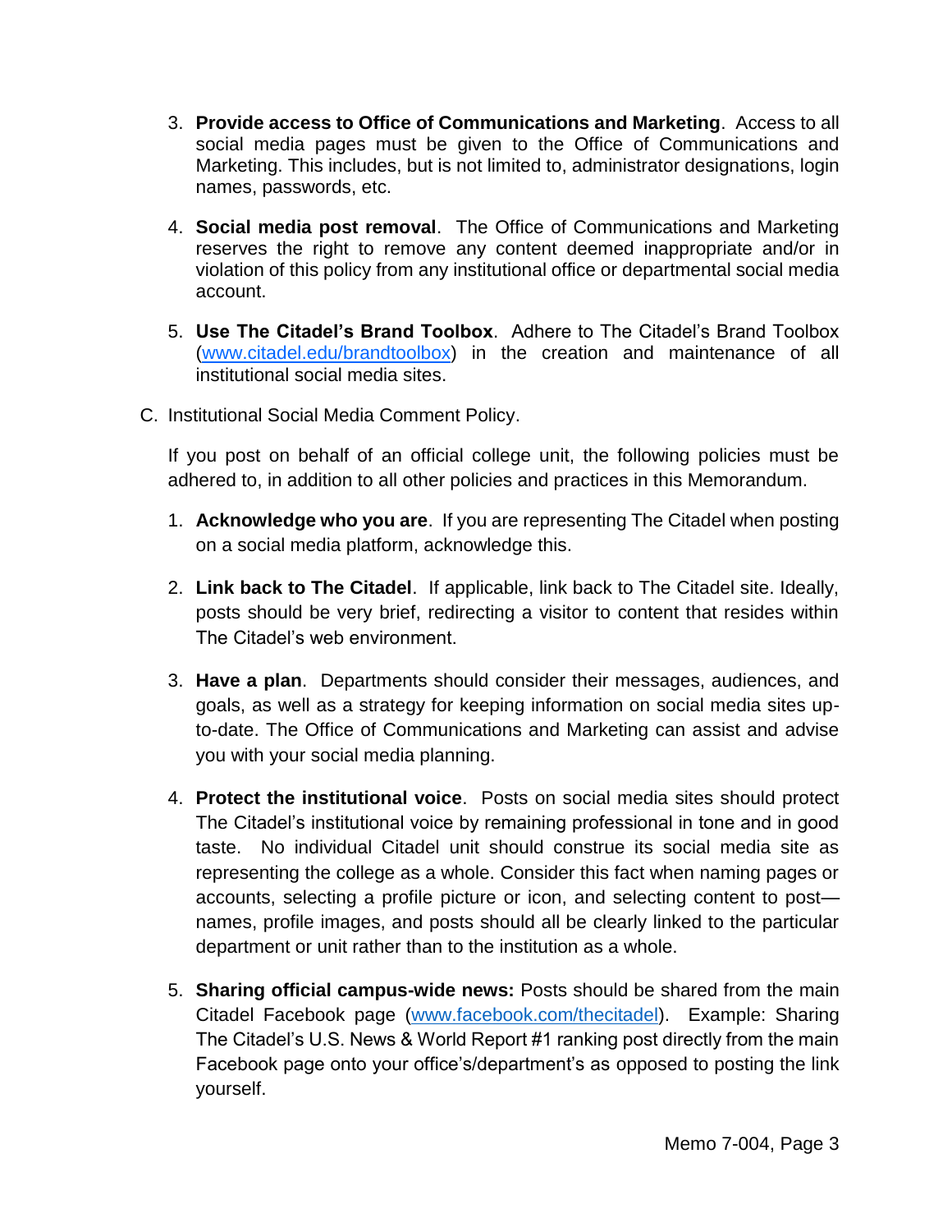3. **Provide access to Office of Communications and Marketing**. Access to all social media pages must be given to the Office of Communications and Marketing. This includes, but is not limited to, administrator designations, login names, passwords, etc.

4. **Social media post removal**. The Office of Communications and Marketing reserves the right to remove any content deemed inappropriate and/or in violation of this policy from any institutional office or departmental social media account.

5. **Use The Citadel's Brand Toolbox**. Adhere to The Citadel's Brand Toolbox (www.citadel.edu/brandtoolbox) in the creation and maintenance of all institutional social media sites.

C. Institutional Social Media Comment Policy.

If you post on behalf of an official college unit, the following policies must be adhered to, in addition to all other policies and practices in this Memorandum.

1. **Acknowledge who you are**. If you are representing The Citadel when posting on a social media platform, acknowledge this.

2. **Link back to The Citadel**. If applicable, link back to The Citadel site. Ideally, posts should be very brief, redirecting a visitor to content that resides within The Citadel's web environment.

3. **Have a plan**. Departments should consider their messages, audiences, and goals, as well as a strategy for keeping information on social media sites up-to-date. The Office of Communications and Marketing can assist and advise you with your social media planning.

4. **Protect the institutional voice**. Posts on social media sites should protect The Citadel's institutional voice by remaining professional in tone and in good taste. No individual Citadel unit should construe its social media site as representing the college as a whole. Consider this fact when naming pages or accounts, selecting a profile picture or icon, and selecting content to post—names, profile images, and posts should all be clearly linked to the particular department or unit rather than to the institution as a whole.

5. **Sharing official campus-wide news:** Posts should be shared from the main Citadel Facebook page (www.facebook.com/thecitadel). Example: Sharing The Citadel's U.S. News & World Report #1 ranking post directly from the main Facebook page onto your office's/department's as opposed to posting the link yourself.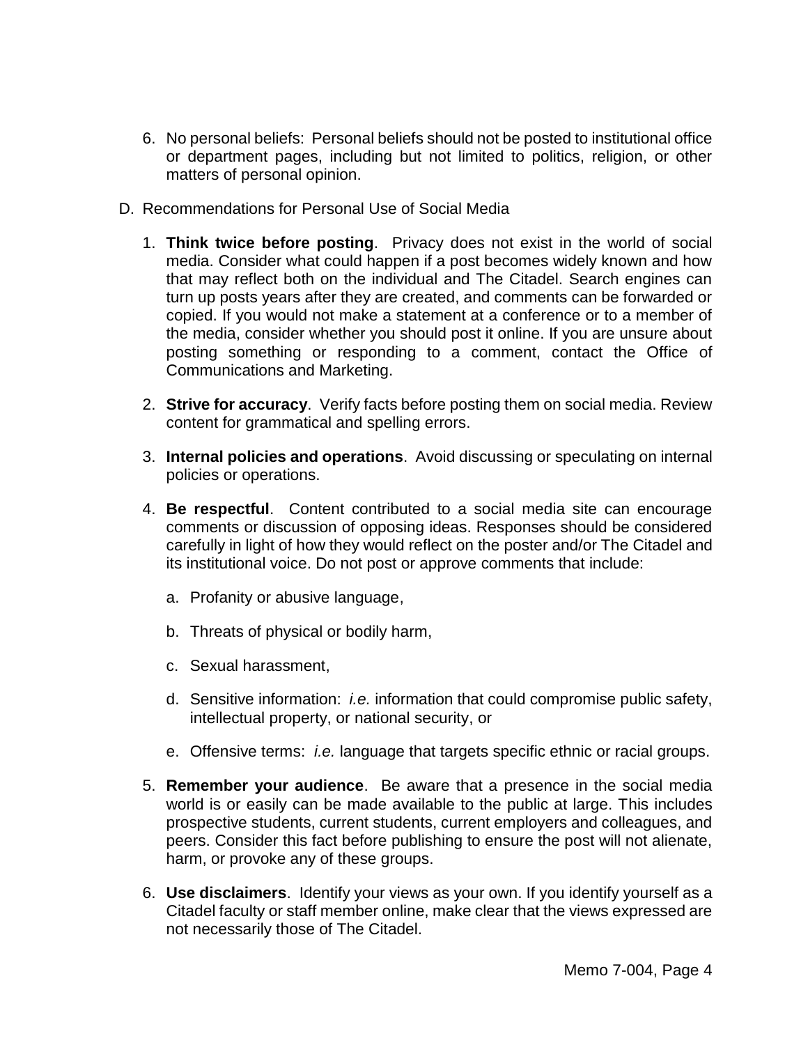6. No personal beliefs: Personal beliefs should not be posted to institutional office or department pages, including but not limited to politics, religion, or other matters of personal opinion.

D. Recommendations for Personal Use of Social Media

   1. **Think twice before posting**. Privacy does not exist in the world of social media. Consider what could happen if a post becomes widely known and how that may reflect both on the individual and The Citadel. Search engines can turn up posts years after they are created, and comments can be forwarded or copied. If you would not make a statement at a conference or to a member of the media, consider whether you should post it online. If you are unsure about posting something or responding to a comment, contact the Office of Communications and Marketing.

   2. **Strive for accuracy**. Verify facts before posting them on social media. Review content for grammatical and spelling errors.

   3. **Internal policies and operations**. Avoid discussing or speculating on internal policies or operations.

   4. **Be respectful**. Content contributed to a social media site can encourage comments or discussion of opposing ideas. Responses should be considered carefully in light of how they would reflect on the poster and/or The Citadel and its institutional voice. Do not post or approve comments that include:

      a. Profanity or abusive language,

      b. Threats of physical or bodily harm,

      c. Sexual harassment,

      d. Sensitive information: *i.e.* information that could compromise public safety, intellectual property, or national security, or

      e. Offensive terms: *i.e.* language that targets specific ethnic or racial groups.

   5. **Remember your audience**. Be aware that a presence in the social media world is or easily can be made available to the public at large. This includes prospective students, current students, current employers and colleagues, and peers. Consider this fact before publishing to ensure the post will not alienate, harm, or provoke any of these groups.

   6. **Use disclaimers**. Identify your views as your own. If you identify yourself as a Citadel faculty or staff member online, make clear that the views expressed are not necessarily those of The Citadel.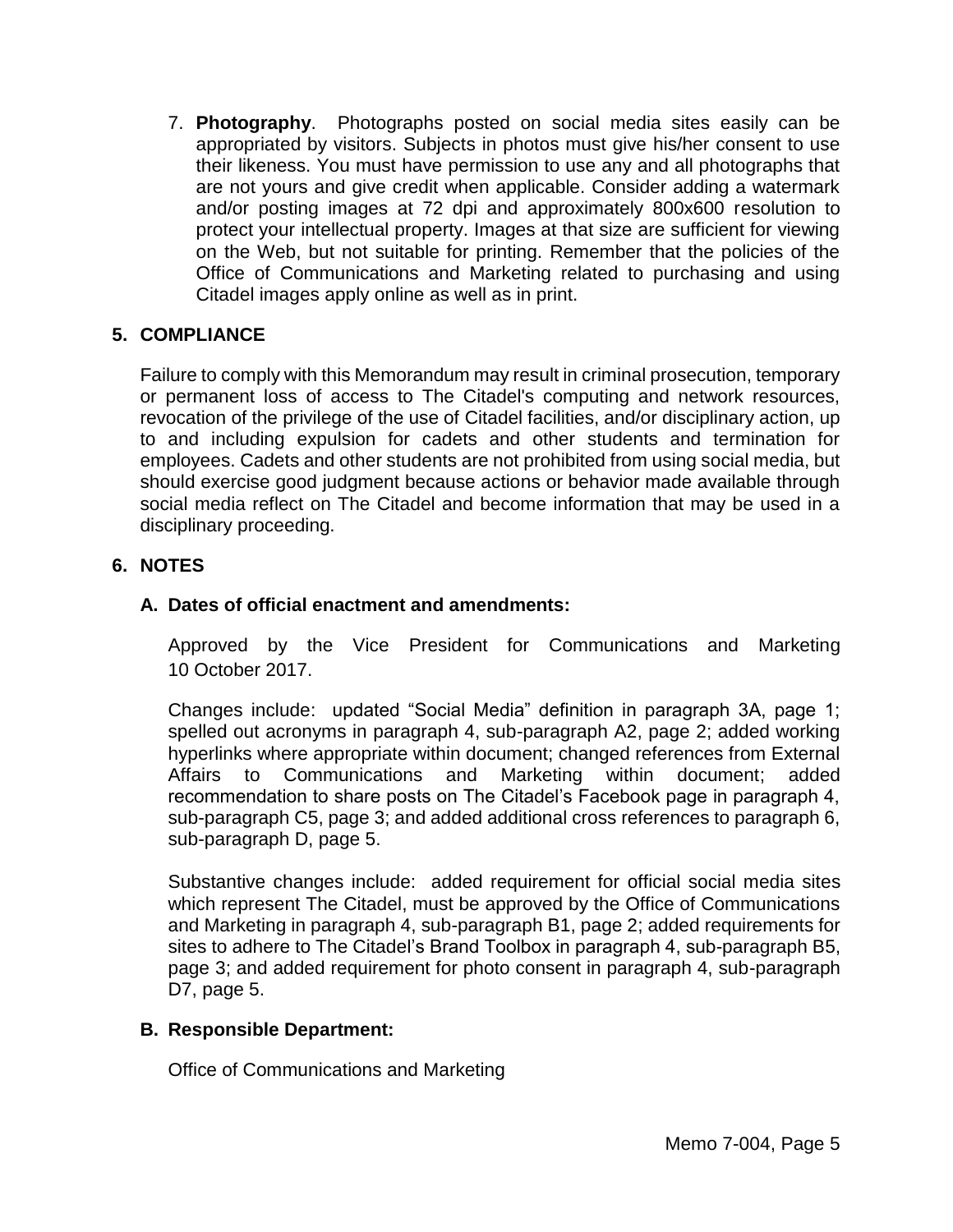7. **Photography**. Photographs posted on social media sites easily can be appropriated by visitors. Subjects in photos must give his/her consent to use their likeness. You must have permission to use any and all photographs that are not yours and give credit when applicable. Consider adding a watermark and/or posting images at 72 dpi and approximately 800x600 resolution to protect your intellectual property. Images at that size are sufficient for viewing on the Web, but not suitable for printing. Remember that the policies of the Office of Communications and Marketing related to purchasing and using Citadel images apply online as well as in print.

## 5. COMPLIANCE

Failure to comply with this Memorandum may result in criminal prosecution, temporary or permanent loss of access to The Citadel's computing and network resources, revocation of the privilege of the use of Citadel facilities, and/or disciplinary action, up to and including expulsion for cadets and other students and termination for employees. Cadets and other students are not prohibited from using social media, but should exercise good judgment because actions or behavior made available through social media reflect on The Citadel and become information that may be used in a disciplinary proceeding.

## 6. NOTES

### A. Dates of official enactment and amendments:

Approved by the Vice President for Communications and Marketing 10 October 2017.

Changes include: updated "Social Media" definition in paragraph 3A, page 1; spelled out acronyms in paragraph 4, sub-paragraph A2, page 2; added working hyperlinks where appropriate within document; changed references from External Affairs to Communications and Marketing within document; added recommendation to share posts on The Citadel's Facebook page in paragraph 4, sub-paragraph C5, page 3; and added additional cross references to paragraph 6, sub-paragraph D, page 5.

Substantive changes include: added requirement for official social media sites which represent The Citadel, must be approved by the Office of Communications and Marketing in paragraph 4, sub-paragraph B1, page 2; added requirements for sites to adhere to The Citadel's Brand Toolbox in paragraph 4, sub-paragraph B5, page 3; and added requirement for photo consent in paragraph 4, sub-paragraph D7, page 5.

### B. Responsible Department:

Office of Communications and Marketing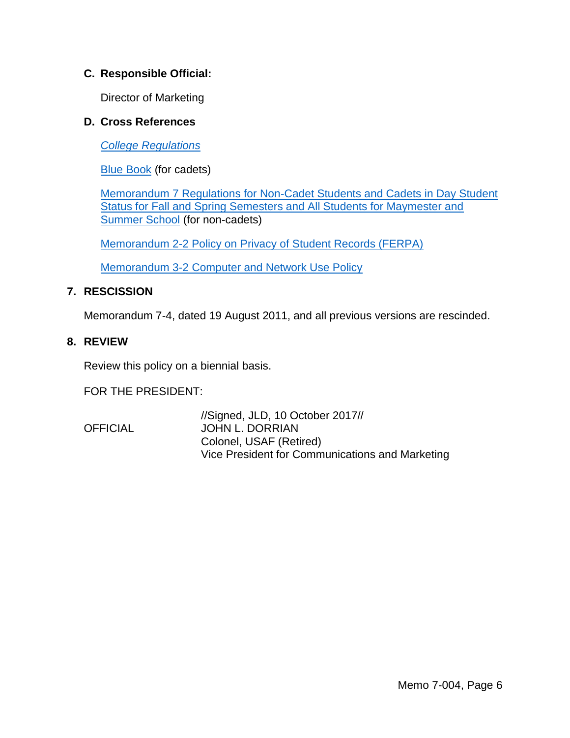**C. Responsible Official:**

Director of Marketing

**D. Cross References**

*College Regulations*

Blue Book (for cadets)

Memorandum 7 Regulations for Non-Cadet Students and Cadets in Day Student Status for Fall and Spring Semesters and All Students for Maymester and Summer School (for non-cadets)

Memorandum 2-2 Policy on Privacy of Student Records (FERPA)

Memorandum 3-2 Computer and Network Use Policy

## 7. RESCISSION

Memorandum 7-4, dated 19 August 2011, and all previous versions are rescinded.

## 8. REVIEW

Review this policy on a biennial basis.

FOR THE PRESIDENT:

OFFICIAL

//Signed, JLD, 10 October 2017//
JOHN L. DORRIAN
Colonel, USAF (Retired)
Vice President for Communications and Marketing